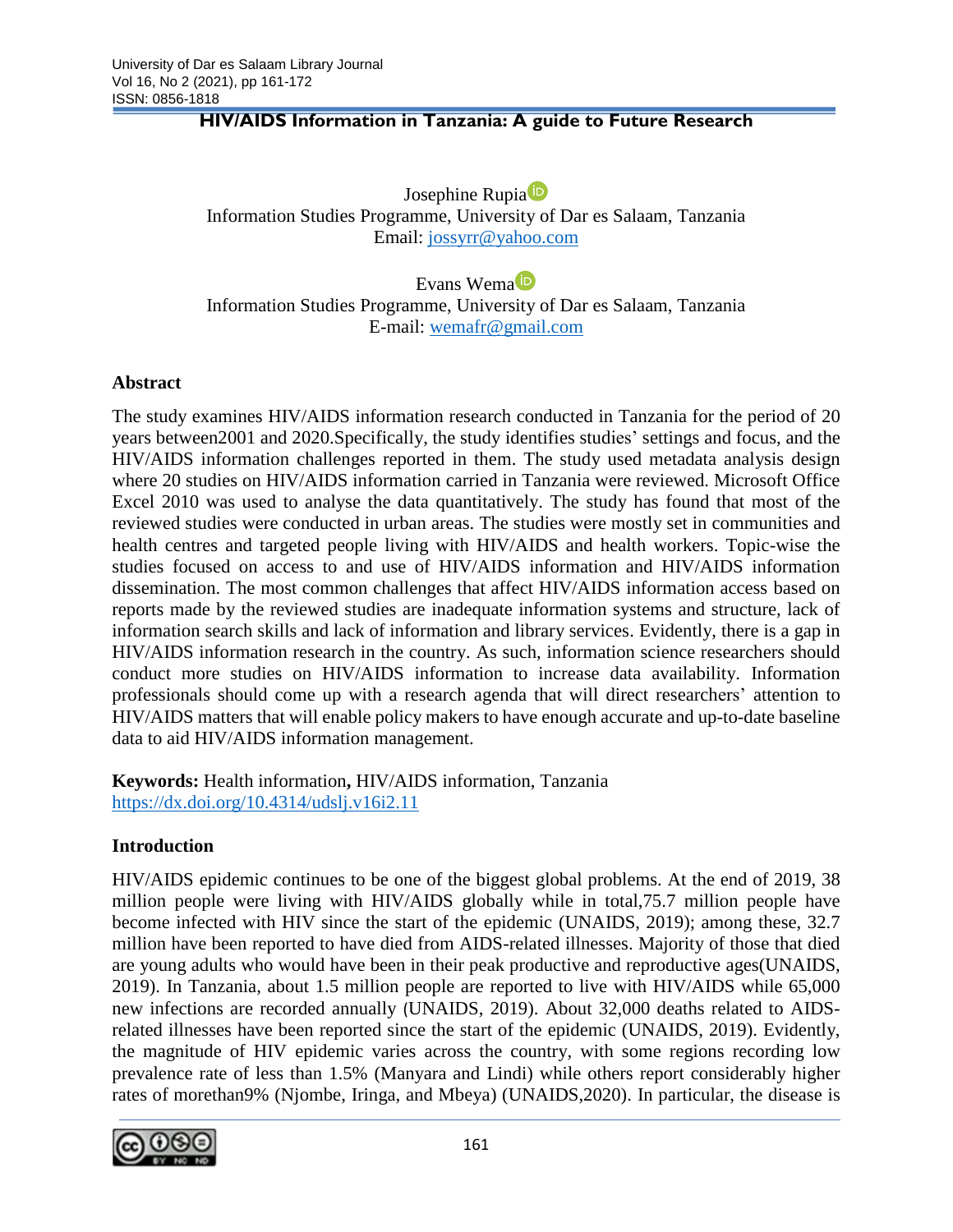# HIV/AIDS Information in Tanzania: A guide to Future Research

Josephine Rupia
Information Studies Programme, University of Dar es Salaam, Tanzania
Email: jossyrr@yahoo.com

Evans Wema
Information Studies Programme, University of Dar es Salaam, Tanzania
E-mail: wemafr@gmail.com

## Abstract

The study examines HIV/AIDS information research conducted in Tanzania for the period of 20 years between2001 and 2020.Specifically, the study identifies studies' settings and focus, and the HIV/AIDS information challenges reported in them. The study used metadata analysis design where 20 studies on HIV/AIDS information carried in Tanzania were reviewed. Microsoft Office Excel 2010 was used to analyse the data quantitatively. The study has found that most of the reviewed studies were conducted in urban areas. The studies were mostly set in communities and health centres and targeted people living with HIV/AIDS and health workers. Topic-wise the studies focused on access to and use of HIV/AIDS information and HIV/AIDS information dissemination. The most common challenges that affect HIV/AIDS information access based on reports made by the reviewed studies are inadequate information systems and structure, lack of information search skills and lack of information and library services. Evidently, there is a gap in HIV/AIDS information research in the country. As such, information science researchers should conduct more studies on HIV/AIDS information to increase data availability. Information professionals should come up with a research agenda that will direct researchers' attention to HIV/AIDS matters that will enable policy makers to have enough accurate and up-to-date baseline data to aid HIV/AIDS information management.

**Keywords:** Health information**,** HIV/AIDS information, Tanzania
https://dx.doi.org/10.4314/udslj.v16i2.11

## Introduction

HIV/AIDS epidemic continues to be one of the biggest global problems. At the end of 2019, 38 million people were living with HIV/AIDS globally while in total,75.7 million people have become infected with HIV since the start of the epidemic (UNAIDS, 2019); among these, 32.7 million have been reported to have died from AIDS-related illnesses. Majority of those that died are young adults who would have been in their peak productive and reproductive ages(UNAIDS, 2019). In Tanzania, about 1.5 million people are reported to live with HIV/AIDS while 65,000 new infections are recorded annually (UNAIDS, 2019). About 32,000 deaths related to AIDS-related illnesses have been reported since the start of the epidemic (UNAIDS, 2019). Evidently, the magnitude of HIV epidemic varies across the country, with some regions recording low prevalence rate of less than 1.5% (Manyara and Lindi) while others report considerably higher rates of morethan9% (Njombe, Iringa, and Mbeya) (UNAIDS,2020). In particular, the disease is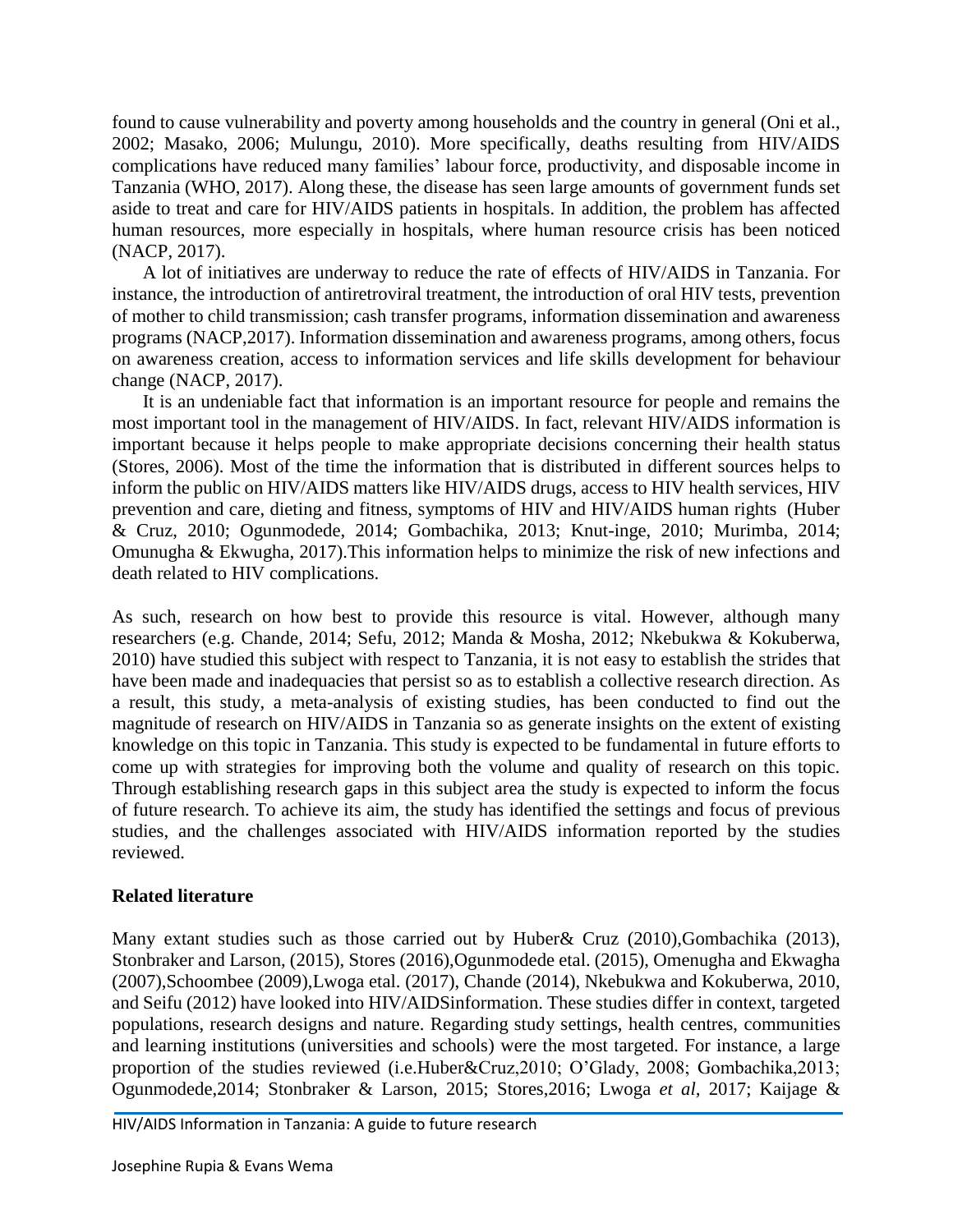found to cause vulnerability and poverty among households and the country in general (Oni et al., 2002; Masako, 2006; Mulungu, 2010). More specifically, deaths resulting from HIV/AIDS complications have reduced many families' labour force, productivity, and disposable income in Tanzania (WHO, 2017). Along these, the disease has seen large amounts of government funds set aside to treat and care for HIV/AIDS patients in hospitals. In addition, the problem has affected human resources, more especially in hospitals, where human resource crisis has been noticed (NACP, 2017).

A lot of initiatives are underway to reduce the rate of effects of HIV/AIDS in Tanzania. For instance, the introduction of antiretroviral treatment, the introduction of oral HIV tests, prevention of mother to child transmission; cash transfer programs, information dissemination and awareness programs (NACP,2017). Information dissemination and awareness programs, among others, focus on awareness creation, access to information services and life skills development for behaviour change (NACP, 2017).

It is an undeniable fact that information is an important resource for people and remains the most important tool in the management of HIV/AIDS. In fact, relevant HIV/AIDS information is important because it helps people to make appropriate decisions concerning their health status (Stores, 2006). Most of the time the information that is distributed in different sources helps to inform the public on HIV/AIDS matters like HIV/AIDS drugs, access to HIV health services, HIV prevention and care, dieting and fitness, symptoms of HIV and HIV/AIDS human rights (Huber & Cruz, 2010; Ogunmodede, 2014; Gombachika, 2013; Knut-inge, 2010; Murimba, 2014; Omunugha & Ekwugha, 2017).This information helps to minimize the risk of new infections and death related to HIV complications.

As such, research on how best to provide this resource is vital. However, although many researchers (e.g. Chande, 2014; Sefu, 2012; Manda & Mosha, 2012; Nkebukwa & Kokuberwa, 2010) have studied this subject with respect to Tanzania, it is not easy to establish the strides that have been made and inadequacies that persist so as to establish a collective research direction. As a result, this study, a meta-analysis of existing studies, has been conducted to find out the magnitude of research on HIV/AIDS in Tanzania so as generate insights on the extent of existing knowledge on this topic in Tanzania. This study is expected to be fundamental in future efforts to come up with strategies for improving both the volume and quality of research on this topic. Through establishing research gaps in this subject area the study is expected to inform the focus of future research. To achieve its aim, the study has identified the settings and focus of previous studies, and the challenges associated with HIV/AIDS information reported by the studies reviewed.

## Related literature

Many extant studies such as those carried out by Huber& Cruz (2010),Gombachika (2013), Stonbraker and Larson, (2015), Stores (2016),Ogunmodede etal. (2015), Omenugha and Ekwagha (2007),Schoombee (2009),Lwoga etal. (2017), Chande (2014), Nkebukwa and Kokuberwa, 2010, and Seifu (2012) have looked into HIV/AIDSinformation. These studies differ in context, targeted populations, research designs and nature. Regarding study settings, health centres, communities and learning institutions (universities and schools) were the most targeted. For instance, a large proportion of the studies reviewed (i.e.Huber&Cruz,2010; O'Glady, 2008; Gombachika,2013; Ogunmodede,2014; Stonbraker & Larson, 2015; Stores,2016; Lwoga *et al*, 2017; Kaijage &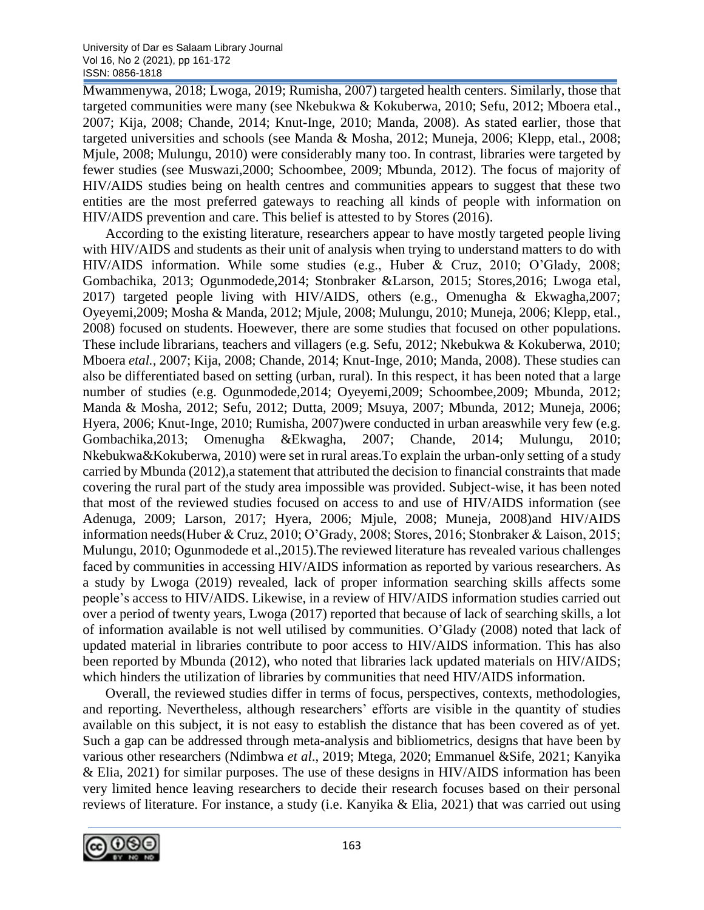Mwammenywa, 2018; Lwoga, 2019; Rumisha, 2007) targeted health centers. Similarly, those that targeted communities were many (see Nkebukwa & Kokuberwa, 2010; Sefu, 2012; Mboera etal., 2007; Kija, 2008; Chande, 2014; Knut-Inge, 2010; Manda, 2008). As stated earlier, those that targeted universities and schools (see Manda & Mosha, 2012; Muneja, 2006; Klepp, etal., 2008; Mjule, 2008; Mulungu, 2010) were considerably many too. In contrast, libraries were targeted by fewer studies (see Muswazi,2000; Schoombee, 2009; Mbunda, 2012). The focus of majority of HIV/AIDS studies being on health centres and communities appears to suggest that these two entities are the most preferred gateways to reaching all kinds of people with information on HIV/AIDS prevention and care. This belief is attested to by Stores (2016).

According to the existing literature, researchers appear to have mostly targeted people living with HIV/AIDS and students as their unit of analysis when trying to understand matters to do with HIV/AIDS information. While some studies (e.g., Huber & Cruz, 2010; O'Glady, 2008; Gombachika, 2013; Ogunmodede,2014; Stonbraker &Larson, 2015; Stores,2016; Lwoga etal, 2017) targeted people living with HIV/AIDS, others (e.g., Omenugha & Ekwagha,2007; Oyeyemi,2009; Mosha & Manda, 2012; Mjule, 2008; Mulungu, 2010; Muneja, 2006; Klepp, etal., 2008) focused on students. Hoewever, there are some studies that focused on other populations. These include librarians, teachers and villagers (e.g. Sefu, 2012; Nkebukwa & Kokuberwa, 2010; Mboera *etal.*, 2007; Kija, 2008; Chande, 2014; Knut-Inge, 2010; Manda, 2008). These studies can also be differentiated based on setting (urban, rural). In this respect, it has been noted that a large number of studies (e.g. Ogunmodede,2014; Oyeyemi,2009; Schoombee,2009; Mbunda, 2012; Manda & Mosha, 2012; Sefu, 2012; Dutta, 2009; Msuya, 2007; Mbunda, 2012; Muneja, 2006; Hyera, 2006; Knut-Inge, 2010; Rumisha, 2007)were conducted in urban areaswhile very few (e.g. Gombachika,2013; Omenugha &Ekwagha, 2007; Chande, 2014; Mulungu, 2010; Nkebukwa&Kokuberwa, 2010) were set in rural areas.To explain the urban-only setting of a study carried by Mbunda (2012),a statement that attributed the decision to financial constraints that made covering the rural part of the study area impossible was provided. Subject-wise, it has been noted that most of the reviewed studies focused on access to and use of HIV/AIDS information (see Adenuga, 2009; Larson, 2017; Hyera, 2006; Mjule, 2008; Muneja, 2008)and HIV/AIDS information needs(Huber & Cruz, 2010; O'Grady, 2008; Stores, 2016; Stonbraker & Laison, 2015; Mulungu, 2010; Ogunmodede et al.,2015).The reviewed literature has revealed various challenges faced by communities in accessing HIV/AIDS information as reported by various researchers. As a study by Lwoga (2019) revealed, lack of proper information searching skills affects some people's access to HIV/AIDS. Likewise, in a review of HIV/AIDS information studies carried out over a period of twenty years, Lwoga (2017) reported that because of lack of searching skills, a lot of information available is not well utilised by communities. O'Glady (2008) noted that lack of updated material in libraries contribute to poor access to HIV/AIDS information. This has also been reported by Mbunda (2012), who noted that libraries lack updated materials on HIV/AIDS; which hinders the utilization of libraries by communities that need HIV/AIDS information.

Overall, the reviewed studies differ in terms of focus, perspectives, contexts, methodologies, and reporting. Nevertheless, although researchers' efforts are visible in the quantity of studies available on this subject, it is not easy to establish the distance that has been covered as of yet. Such a gap can be addressed through meta-analysis and bibliometrics, designs that have been by various other researchers (Ndimbwa *et al*., 2019; Mtega, 2020; Emmanuel &Sife, 2021; Kanyika & Elia, 2021) for similar purposes. The use of these designs in HIV/AIDS information has been very limited hence leaving researchers to decide their research focuses based on their personal reviews of literature. For instance, a study (i.e. Kanyika & Elia, 2021) that was carried out using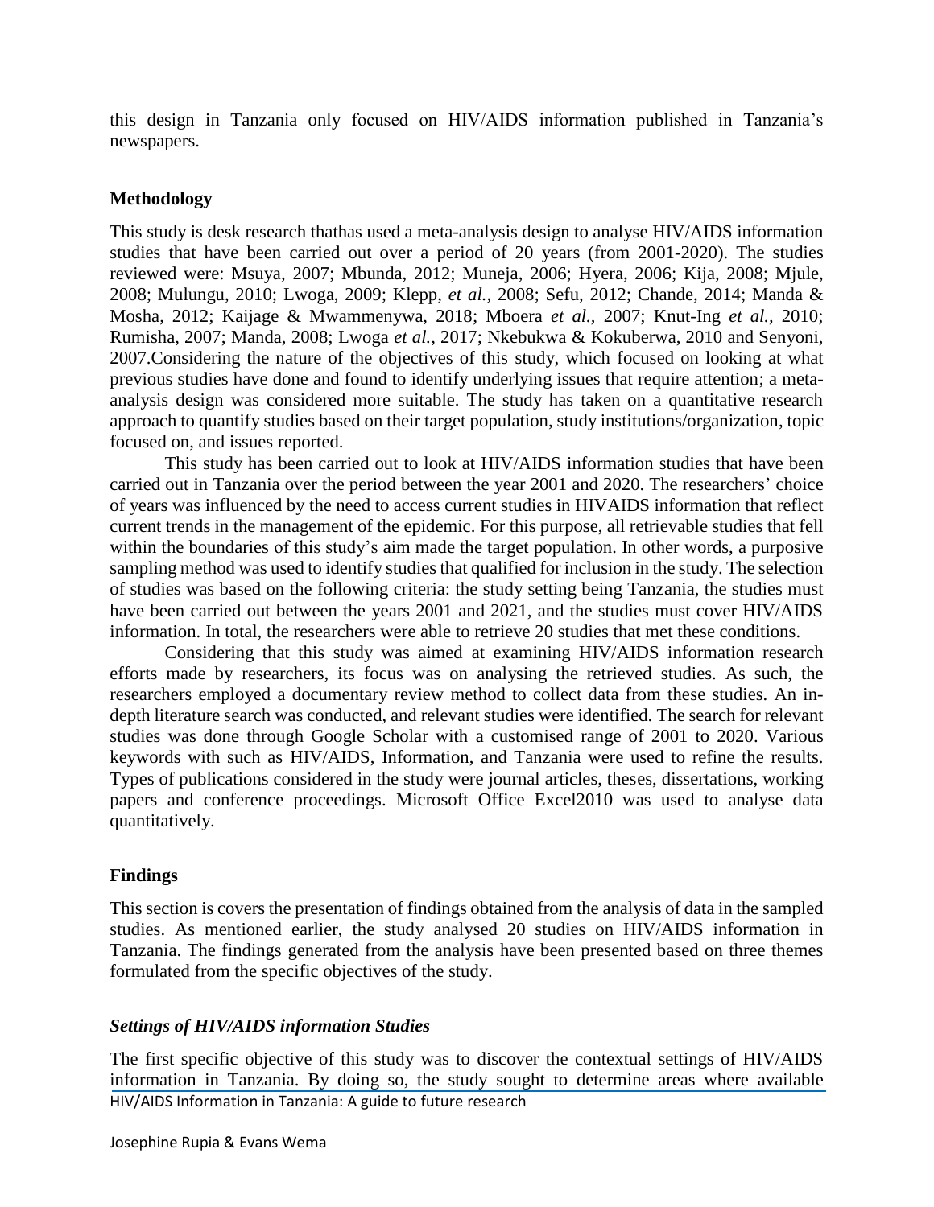this design in Tanzania only focused on HIV/AIDS information published in Tanzania's newspapers.

### Methodology

This study is desk research thathas used a meta-analysis design to analyse HIV/AIDS information studies that have been carried out over a period of 20 years (from 2001-2020). The studies reviewed were: Msuya, 2007; Mbunda, 2012; Muneja, 2006; Hyera, 2006; Kija, 2008; Mjule, 2008; Mulungu, 2010; Lwoga, 2009; Klepp, *et al.,* 2008; Sefu, 2012; Chande, 2014; Manda & Mosha, 2012; Kaijage & Mwammenywa, 2018; Mboera *et al.,* 2007; Knut-Ing *et al.,* 2010; Rumisha, 2007; Manda, 2008; Lwoga *et al.,* 2017; Nkebukwa & Kokuberwa, 2010 and Senyoni, 2007.Considering the nature of the objectives of this study, which focused on looking at what previous studies have done and found to identify underlying issues that require attention; a meta-analysis design was considered more suitable. The study has taken on a quantitative research approach to quantify studies based on their target population, study institutions/organization, topic focused on, and issues reported.

This study has been carried out to look at HIV/AIDS information studies that have been carried out in Tanzania over the period between the year 2001 and 2020. The researchers' choice of years was influenced by the need to access current studies in HIVAIDS information that reflect current trends in the management of the epidemic. For this purpose, all retrievable studies that fell within the boundaries of this study's aim made the target population. In other words, a purposive sampling method was used to identify studies that qualified for inclusion in the study. The selection of studies was based on the following criteria: the study setting being Tanzania, the studies must have been carried out between the years 2001 and 2021, and the studies must cover HIV/AIDS information. In total, the researchers were able to retrieve 20 studies that met these conditions.

Considering that this study was aimed at examining HIV/AIDS information research efforts made by researchers, its focus was on analysing the retrieved studies. As such, the researchers employed a documentary review method to collect data from these studies. An in-depth literature search was conducted, and relevant studies were identified. The search for relevant studies was done through Google Scholar with a customised range of 2001 to 2020. Various keywords with such as HIV/AIDS, Information, and Tanzania were used to refine the results. Types of publications considered in the study were journal articles, theses, dissertations, working papers and conference proceedings. Microsoft Office Excel2010 was used to analyse data quantitatively.

### Findings

This section is covers the presentation of findings obtained from the analysis of data in the sampled studies. As mentioned earlier, the study analysed 20 studies on HIV/AIDS information in Tanzania. The findings generated from the analysis have been presented based on three themes formulated from the specific objectives of the study.

#### *Settings of HIV/AIDS information Studies*

The first specific objective of this study was to discover the contextual settings of HIV/AIDS information in Tanzania. By doing so, the study sought to determine areas where available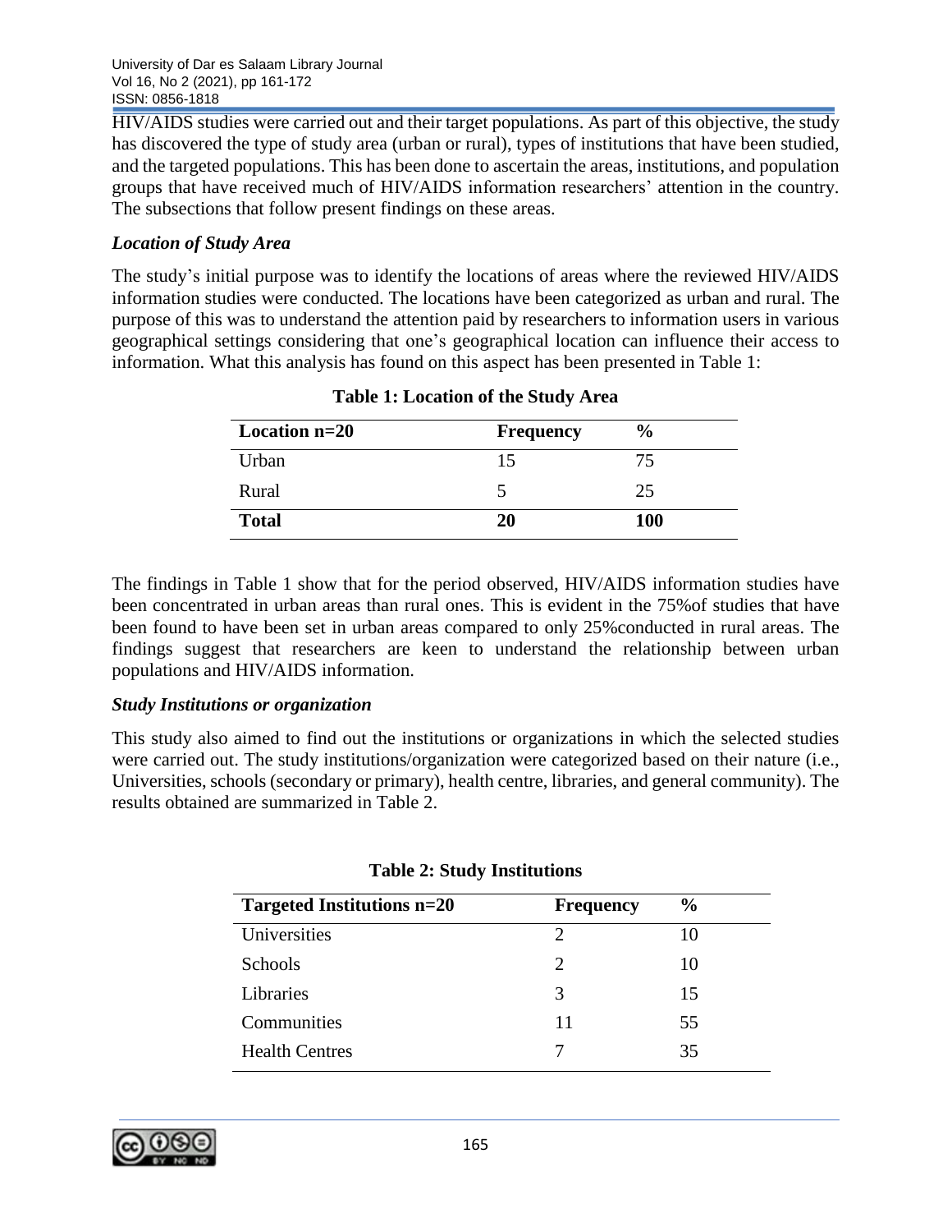HIV/AIDS studies were carried out and their target populations. As part of this objective, the study has discovered the type of study area (urban or rural), types of institutions that have been studied, and the targeted populations. This has been done to ascertain the areas, institutions, and population groups that have received much of HIV/AIDS information researchers' attention in the country. The subsections that follow present findings on these areas.

### *Location of Study Area*

The study's initial purpose was to identify the locations of areas where the reviewed HIV/AIDS information studies were conducted. The locations have been categorized as urban and rural. The purpose of this was to understand the attention paid by researchers to information users in various geographical settings considering that one's geographical location can influence their access to information. What this analysis has found on this aspect has been presented in Table 1:

**Table 1: Location of the Study Area**

| Location n=20 | Frequency | % |
|---|---|---|
| Urban | 15 | 75 |
| Rural | 5 | 25 |
| **Total** | **20** | **100** |

The findings in Table 1 show that for the period observed, HIV/AIDS information studies have been concentrated in urban areas than rural ones. This is evident in the 75%of studies that have been found to have been set in urban areas compared to only 25%conducted in rural areas. The findings suggest that researchers are keen to understand the relationship between urban populations and HIV/AIDS information.

### *Study Institutions or organization*

This study also aimed to find out the institutions or organizations in which the selected studies were carried out. The study institutions/organization were categorized based on their nature (i.e., Universities, schools (secondary or primary), health centre, libraries, and general community). The results obtained are summarized in Table 2.

**Table 2: Study Institutions**

| Targeted Institutions n=20 | Frequency | % |
|---|---|---|
| Universities | 2 | 10 |
| Schools | 2 | 10 |
| Libraries | 3 | 15 |
| Communities | 11 | 55 |
| Health Centres | 7 | 35 |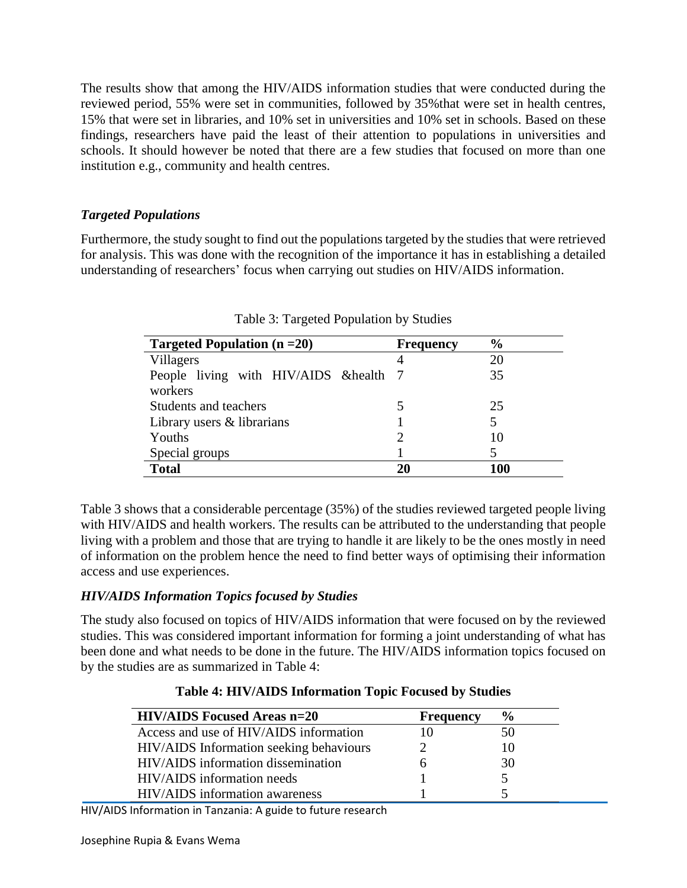The results show that among the HIV/AIDS information studies that were conducted during the reviewed period, 55% were set in communities, followed by 35%that were set in health centres, 15% that were set in libraries, and 10% set in universities and 10% set in schools. Based on these findings, researchers have paid the least of their attention to populations in universities and schools. It should however be noted that there are a few studies that focused on more than one institution e.g., community and health centres.

### *Targeted Populations*

Furthermore, the study sought to find out the populations targeted by the studies that were retrieved for analysis. This was done with the recognition of the importance it has in establishing a detailed understanding of researchers' focus when carrying out studies on HIV/AIDS information.

Table 3: Targeted Population by Studies

| Targeted Population (n =20) | Frequency | % |
|---|---|---|
| Villagers | 4 | 20 |
| People living with HIV/AIDS &health workers | 7 | 35 |
| Students and teachers | 5 | 25 |
| Library users & librarians | 1 | 5 |
| Youths | 2 | 10 |
| Special groups | 1 | 5 |
| **Total** | **20** | **100** |

Table 3 shows that a considerable percentage (35%) of the studies reviewed targeted people living with HIV/AIDS and health workers. The results can be attributed to the understanding that people living with a problem and those that are trying to handle it are likely to be the ones mostly in need of information on the problem hence the need to find better ways of optimising their information access and use experiences.

### *HIV/AIDS Information Topics focused by Studies*

The study also focused on topics of HIV/AIDS information that were focused on by the reviewed studies. This was considered important information for forming a joint understanding of what has been done and what needs to be done in the future. The HIV/AIDS information topics focused on by the studies are as summarized in Table 4:

**Table 4: HIV/AIDS Information Topic Focused by Studies**

| HIV/AIDS Focused Areas n=20 | Frequency | % |
|---|---|---|
| Access and use of HIV/AIDS information | 10 | 50 |
| HIV/AIDS Information seeking behaviours | 2 | 10 |
| HIV/AIDS information dissemination | 6 | 30 |
| HIV/AIDS information needs | 1 | 5 |
| HIV/AIDS information awareness | 1 | 5 |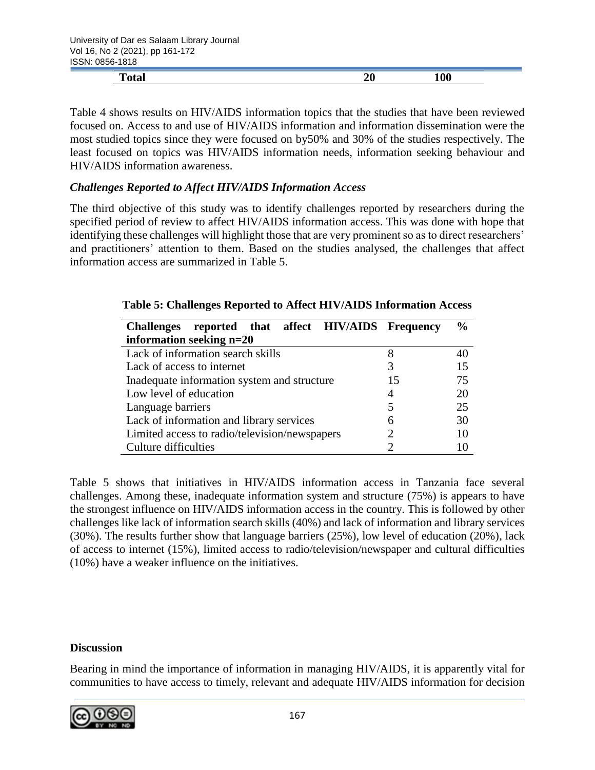| **Total** | **20** | **100** |
|---|---|---|

Table 4 shows results on HIV/AIDS information topics that the studies that have been reviewed focused on. Access to and use of HIV/AIDS information and information dissemination were the most studied topics since they were focused on by50% and 30% of the studies respectively. The least focused on topics was HIV/AIDS information needs, information seeking behaviour and HIV/AIDS information awareness.

### *Challenges Reported to Affect HIV/AIDS Information Access*

The third objective of this study was to identify challenges reported by researchers during the specified period of review to affect HIV/AIDS information access. This was done with hope that identifying these challenges will highlight those that are very prominent so as to direct researchers' and practitioners' attention to them. Based on the studies analysed, the challenges that affect information access are summarized in Table 5.

**Table 5: Challenges Reported to Affect HIV/AIDS Information Access**

| Challenges reported that affect HIV/AIDS information seeking n=20 | Frequency | % |
|---|---|---|
| Lack of information search skills | 8 | 40 |
| Lack of access to internet | 3 | 15 |
| Inadequate information system and structure | 15 | 75 |
| Low level of education | 4 | 20 |
| Language barriers | 5 | 25 |
| Lack of information and library services | 6 | 30 |
| Limited access to radio/television/newspapers | 2 | 10 |
| Culture difficulties | 2 | 10 |

Table 5 shows that initiatives in HIV/AIDS information access in Tanzania face several challenges. Among these, inadequate information system and structure (75%) is appears to have the strongest influence on HIV/AIDS information access in the country. This is followed by other challenges like lack of information search skills (40%) and lack of information and library services (30%). The results further show that language barriers (25%), low level of education (20%), lack of access to internet (15%), limited access to radio/television/newspaper and cultural difficulties (10%) have a weaker influence on the initiatives.

## Discussion

Bearing in mind the importance of information in managing HIV/AIDS, it is apparently vital for communities to have access to timely, relevant and adequate HIV/AIDS information for decision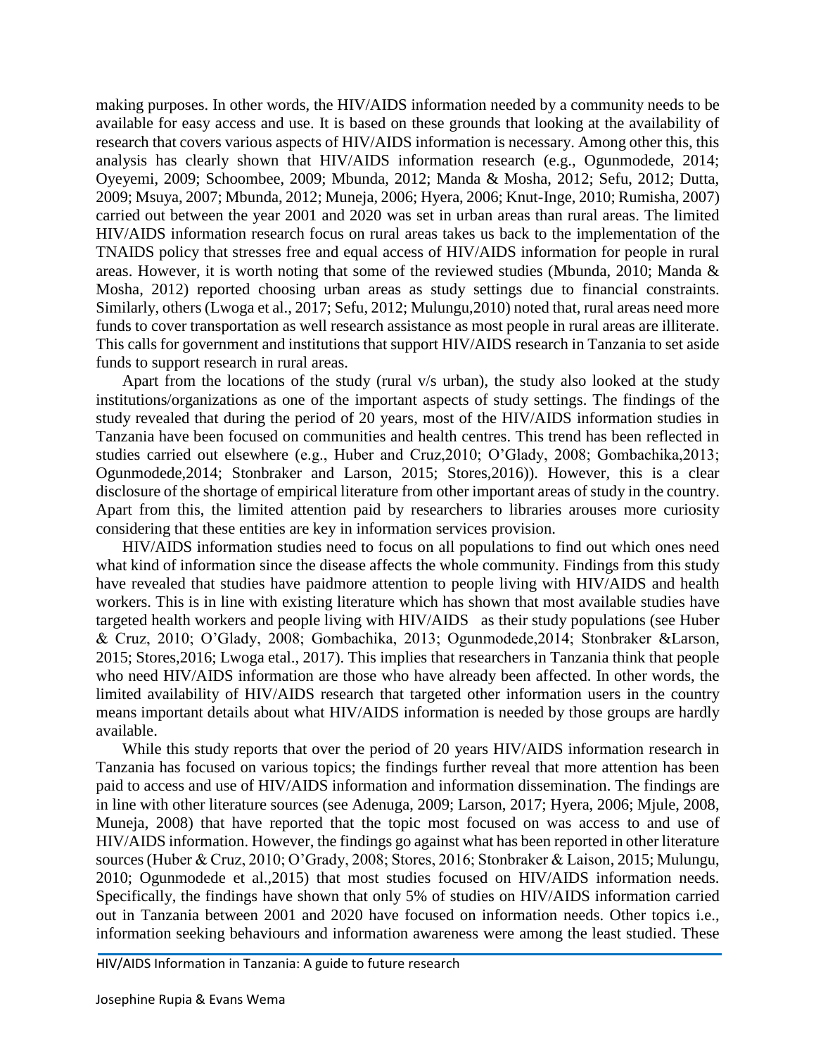making purposes. In other words, the HIV/AIDS information needed by a community needs to be available for easy access and use. It is based on these grounds that looking at the availability of research that covers various aspects of HIV/AIDS information is necessary. Among other this, this analysis has clearly shown that HIV/AIDS information research (e.g., Ogunmodede, 2014; Oyeyemi, 2009; Schoombee, 2009; Mbunda, 2012; Manda & Mosha, 2012; Sefu, 2012; Dutta, 2009; Msuya, 2007; Mbunda, 2012; Muneja, 2006; Hyera, 2006; Knut-Inge, 2010; Rumisha, 2007) carried out between the year 2001 and 2020 was set in urban areas than rural areas. The limited HIV/AIDS information research focus on rural areas takes us back to the implementation of the TNAIDS policy that stresses free and equal access of HIV/AIDS information for people in rural areas. However, it is worth noting that some of the reviewed studies (Mbunda, 2010; Manda & Mosha, 2012) reported choosing urban areas as study settings due to financial constraints. Similarly, others (Lwoga et al., 2017; Sefu, 2012; Mulungu,2010) noted that, rural areas need more funds to cover transportation as well research assistance as most people in rural areas are illiterate. This calls for government and institutions that support HIV/AIDS research in Tanzania to set aside funds to support research in rural areas.

Apart from the locations of the study (rural v/s urban), the study also looked at the study institutions/organizations as one of the important aspects of study settings. The findings of the study revealed that during the period of 20 years, most of the HIV/AIDS information studies in Tanzania have been focused on communities and health centres. This trend has been reflected in studies carried out elsewhere (e.g., Huber and Cruz,2010; O'Glady, 2008; Gombachika,2013; Ogunmodede,2014; Stonbraker and Larson, 2015; Stores,2016)). However, this is a clear disclosure of the shortage of empirical literature from other important areas of study in the country. Apart from this, the limited attention paid by researchers to libraries arouses more curiosity considering that these entities are key in information services provision.

HIV/AIDS information studies need to focus on all populations to find out which ones need what kind of information since the disease affects the whole community. Findings from this study have revealed that studies have paidmore attention to people living with HIV/AIDS and health workers. This is in line with existing literature which has shown that most available studies have targeted health workers and people living with HIV/AIDS as their study populations (see Huber & Cruz, 2010; O'Glady, 2008; Gombachika, 2013; Ogunmodede,2014; Stonbraker &Larson, 2015; Stores,2016; Lwoga etal., 2017). This implies that researchers in Tanzania think that people who need HIV/AIDS information are those who have already been affected. In other words, the limited availability of HIV/AIDS research that targeted other information users in the country means important details about what HIV/AIDS information is needed by those groups are hardly available.

While this study reports that over the period of 20 years HIV/AIDS information research in Tanzania has focused on various topics; the findings further reveal that more attention has been paid to access and use of HIV/AIDS information and information dissemination. The findings are in line with other literature sources (see Adenuga, 2009; Larson, 2017; Hyera, 2006; Mjule, 2008, Muneja, 2008) that have reported that the topic most focused on was access to and use of HIV/AIDS information. However, the findings go against what has been reported in other literature sources (Huber & Cruz, 2010; O'Grady, 2008; Stores, 2016; Stonbraker & Laison, 2015; Mulungu, 2010; Ogunmodede et al.,2015) that most studies focused on HIV/AIDS information needs. Specifically, the findings have shown that only 5% of studies on HIV/AIDS information carried out in Tanzania between 2001 and 2020 have focused on information needs. Other topics i.e., information seeking behaviours and information awareness were among the least studied. These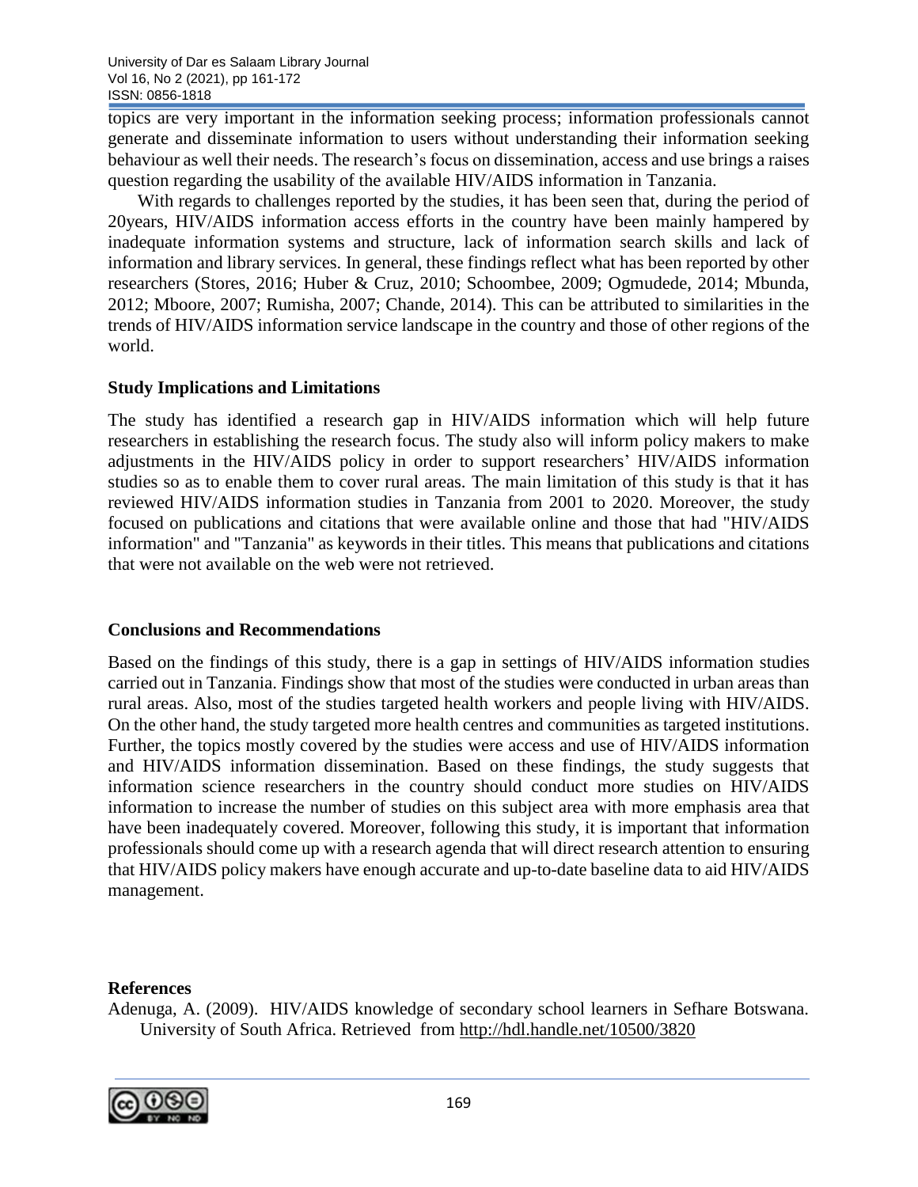topics are very important in the information seeking process; information professionals cannot generate and disseminate information to users without understanding their information seeking behaviour as well their needs. The research's focus on dissemination, access and use brings a raises question regarding the usability of the available HIV/AIDS information in Tanzania.

With regards to challenges reported by the studies, it has been seen that, during the period of 20years, HIV/AIDS information access efforts in the country have been mainly hampered by inadequate information systems and structure, lack of information search skills and lack of information and library services. In general, these findings reflect what has been reported by other researchers (Stores, 2016; Huber & Cruz, 2010; Schoombee, 2009; Ogmudede, 2014; Mbunda, 2012; Mboore, 2007; Rumisha, 2007; Chande, 2014). This can be attributed to similarities in the trends of HIV/AIDS information service landscape in the country and those of other regions of the world.

### Study Implications and Limitations

The study has identified a research gap in HIV/AIDS information which will help future researchers in establishing the research focus. The study also will inform policy makers to make adjustments in the HIV/AIDS policy in order to support researchers' HIV/AIDS information studies so as to enable them to cover rural areas. The main limitation of this study is that it has reviewed HIV/AIDS information studies in Tanzania from 2001 to 2020. Moreover, the study focused on publications and citations that were available online and those that had "HIV/AIDS information" and "Tanzania" as keywords in their titles. This means that publications and citations that were not available on the web were not retrieved.

### Conclusions and Recommendations

Based on the findings of this study, there is a gap in settings of HIV/AIDS information studies carried out in Tanzania. Findings show that most of the studies were conducted in urban areas than rural areas. Also, most of the studies targeted health workers and people living with HIV/AIDS. On the other hand, the study targeted more health centres and communities as targeted institutions. Further, the topics mostly covered by the studies were access and use of HIV/AIDS information and HIV/AIDS information dissemination. Based on these findings, the study suggests that information science researchers in the country should conduct more studies on HIV/AIDS information to increase the number of studies on this subject area with more emphasis area that have been inadequately covered. Moreover, following this study, it is important that information professionals should come up with a research agenda that will direct research attention to ensuring that HIV/AIDS policy makers have enough accurate and up-to-date baseline data to aid HIV/AIDS management.

### References

Adenuga, A. (2009). HIV/AIDS knowledge of secondary school learners in Sefhare Botswana. University of South Africa. Retrieved from http://hdl.handle.net/10500/3820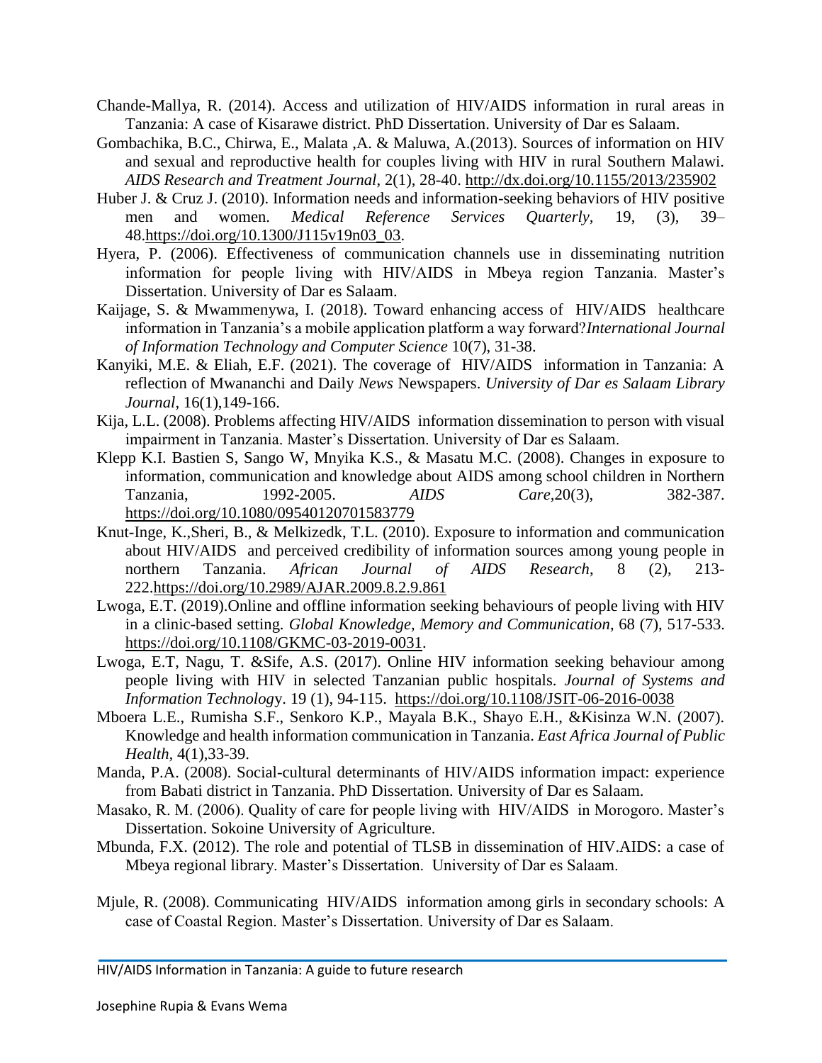Chande-Mallya, R. (2014). Access and utilization of HIV/AIDS information in rural areas in Tanzania: A case of Kisarawe district. PhD Dissertation. University of Dar es Salaam.

Gombachika, B.C., Chirwa, E., Malata ,A. & Maluwa, A.(2013). Sources of information on HIV and sexual and reproductive health for couples living with HIV in rural Southern Malawi. *AIDS Research and Treatment Journal*, 2(1), 28-40. http://dx.doi.org/10.1155/2013/235902

Huber J. & Cruz J. (2010). Information needs and information-seeking behaviors of HIV positive men and women. *Medical Reference Services Quarterly*, 19, (3), 39–48.https://doi.org/10.1300/J115v19n03_03.

Hyera, P. (2006). Effectiveness of communication channels use in disseminating nutrition information for people living with HIV/AIDS in Mbeya region Tanzania. Master's Dissertation. University of Dar es Salaam.

Kaijage, S. & Mwammenywa, I. (2018). Toward enhancing access of HIV/AIDS healthcare information in Tanzania's a mobile application platform a way forward?*International Journal of Information Technology and Computer Science* 10(7), 31-38.

Kanyiki, M.E. & Eliah, E.F. (2021). The coverage of HIV/AIDS information in Tanzania: A reflection of Mwananchi and Daily *News* Newspapers. *University of Dar es Salaam Library Journal*, 16(1),149-166.

Kija, L.L. (2008). Problems affecting HIV/AIDS information dissemination to person with visual impairment in Tanzania. Master's Dissertation. University of Dar es Salaam.

Klepp K.I. Bastien S, Sango W, Mnyika K.S., & Masatu M.C. (2008). Changes in exposure to information, communication and knowledge about AIDS among school children in Northern Tanzania, 1992-2005. *AIDS Care,*20(3), 382-387. https://doi.org/10.1080/09540120701583779

Knut-Inge, K.,Sheri, B., & Melkizedk, T.L. (2010). Exposure to information and communication about HIV/AIDS and perceived credibility of information sources among young people in northern Tanzania. *African Journal of AIDS Research*, 8 (2), 213-222.https://doi.org/10.2989/AJAR.2009.8.2.9.861

Lwoga, E.T. (2019).Online and offline information seeking behaviours of people living with HIV in a clinic-based setting. *Global Knowledge, Memory and Communication*, 68 (7), 517-533. https://doi.org/10.1108/GKMC-03-2019-0031.

Lwoga, E.T, Nagu, T. &Sife, A.S. (2017). Online HIV information seeking behaviour among people living with HIV in selected Tanzanian public hospitals. *Journal of Systems and Information Technology*. 19 (1), 94-115. https://doi.org/10.1108/JSIT-06-2016-0038

Mboera L.E., Rumisha S.F., Senkoro K.P., Mayala B.K., Shayo E.H., &Kisinza W.N. (2007). Knowledge and health information communication in Tanzania. *East Africa Journal of Public Health,* 4(1),33-39.

Manda, P.A. (2008). Social-cultural determinants of HIV/AIDS information impact: experience from Babati district in Tanzania. PhD Dissertation. University of Dar es Salaam.

Masako, R. M. (2006). Quality of care for people living with HIV/AIDS in Morogoro. Master's Dissertation. Sokoine University of Agriculture.

Mbunda, F.X. (2012). The role and potential of TLSB in dissemination of HIV.AIDS: a case of Mbeya regional library. Master's Dissertation. University of Dar es Salaam.

Mjule, R. (2008). Communicating HIV/AIDS information among girls in secondary schools: A case of Coastal Region. Master's Dissertation. University of Dar es Salaam.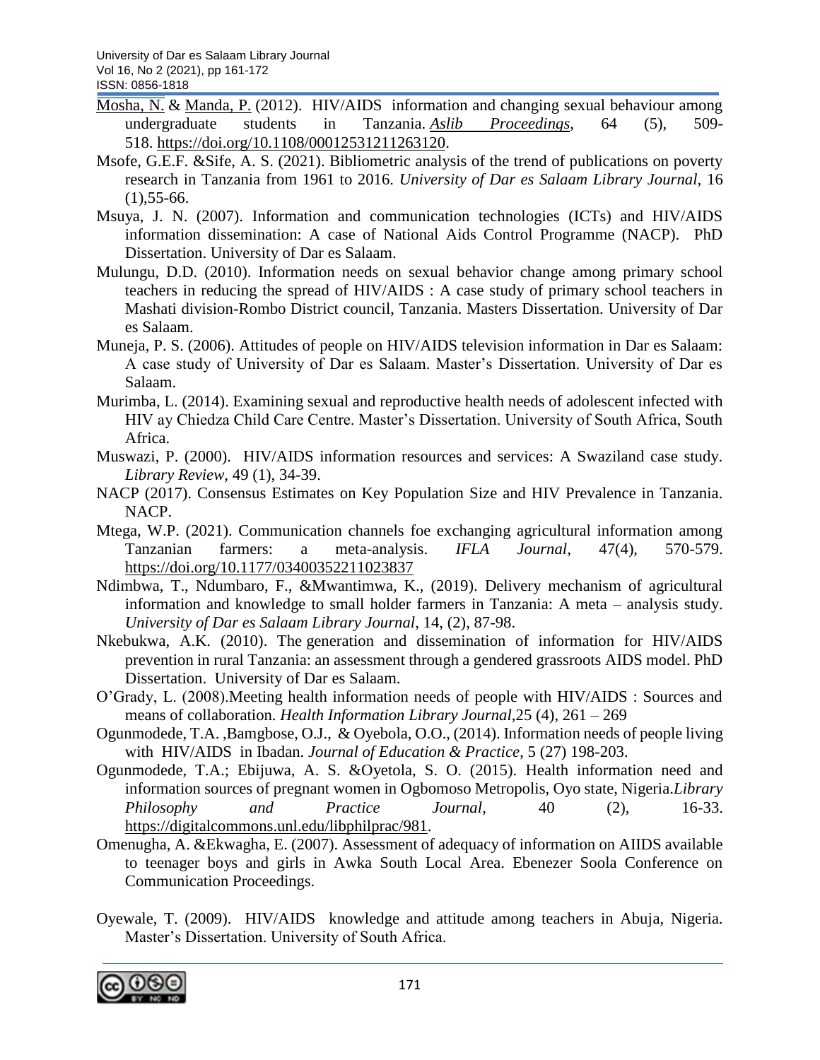Mosha, N. & Manda, P. (2012). HIV/AIDS information and changing sexual behaviour among undergraduate students in Tanzania. *Aslib Proceedings*, 64 (5), 509-518. https://doi.org/10.1108/00012531211263120.

Msofe, G.E.F. &Sife, A. S. (2021). Bibliometric analysis of the trend of publications on poverty research in Tanzania from 1961 to 2016. *University of Dar es Salaam Library Journal*, 16 (1),55-66.

Msuya, J. N. (2007). Information and communication technologies (ICTs) and HIV/AIDS information dissemination: A case of National Aids Control Programme (NACP). PhD Dissertation. University of Dar es Salaam.

Mulungu, D.D. (2010). Information needs on sexual behavior change among primary school teachers in reducing the spread of HIV/AIDS : A case study of primary school teachers in Mashati division-Rombo District council, Tanzania. Masters Dissertation. University of Dar es Salaam.

Muneja, P. S. (2006). Attitudes of people on HIV/AIDS television information in Dar es Salaam: A case study of University of Dar es Salaam. Master's Dissertation. University of Dar es Salaam.

Murimba, L. (2014). Examining sexual and reproductive health needs of adolescent infected with HIV ay Chiedza Child Care Centre. Master's Dissertation. University of South Africa, South Africa.

Muswazi, P. (2000). HIV/AIDS information resources and services: A Swaziland case study. *Library Review*, 49 (1), 34-39.

NACP (2017). Consensus Estimates on Key Population Size and HIV Prevalence in Tanzania. NACP.

Mtega, W.P. (2021). Communication channels foe exchanging agricultural information among Tanzanian farmers: a meta-analysis. *IFLA Journal*, 47(4), 570-579. https://doi.org/10.1177/03400352211023837

Ndimbwa, T., Ndumbaro, F., &Mwantimwa, K., (2019). Delivery mechanism of agricultural information and knowledge to small holder farmers in Tanzania: A meta – analysis study. *University of Dar es Salaam Library Journal*, 14, (2), 87-98.

Nkebukwa, A.K. (2010). The generation and dissemination of information for HIV/AIDS prevention in rural Tanzania: an assessment through a gendered grassroots AIDS model. PhD Dissertation. University of Dar es Salaam.

O'Grady, L. (2008).Meeting health information needs of people with HIV/AIDS : Sources and means of collaboration. *Health Information Library Journal*,25 (4), 261 – 269

Ogunmodede, T.A. ,Bamgbose, O.J., & Oyebola, O.O., (2014). Information needs of people living with HIV/AIDS in Ibadan. *Journal of Education & Practice*, 5 (27) 198-203.

Ogunmodede, T.A.; Ebijuwa, A. S. &Oyetola, S. O. (2015). Health information need and information sources of pregnant women in Ogbomoso Metropolis, Oyo state, Nigeria.*Library Philosophy and Practice Journal*, 40 (2), 16-33. https://digitalcommons.unl.edu/libphilprac/981.

Omenugha, A. &Ekwagha, E. (2007). Assessment of adequacy of information on AIIDS available to teenager boys and girls in Awka South Local Area. Ebenezer Soola Conference on Communication Proceedings.

Oyewale, T. (2009). HIV/AIDS knowledge and attitude among teachers in Abuja, Nigeria. Master's Dissertation. University of South Africa.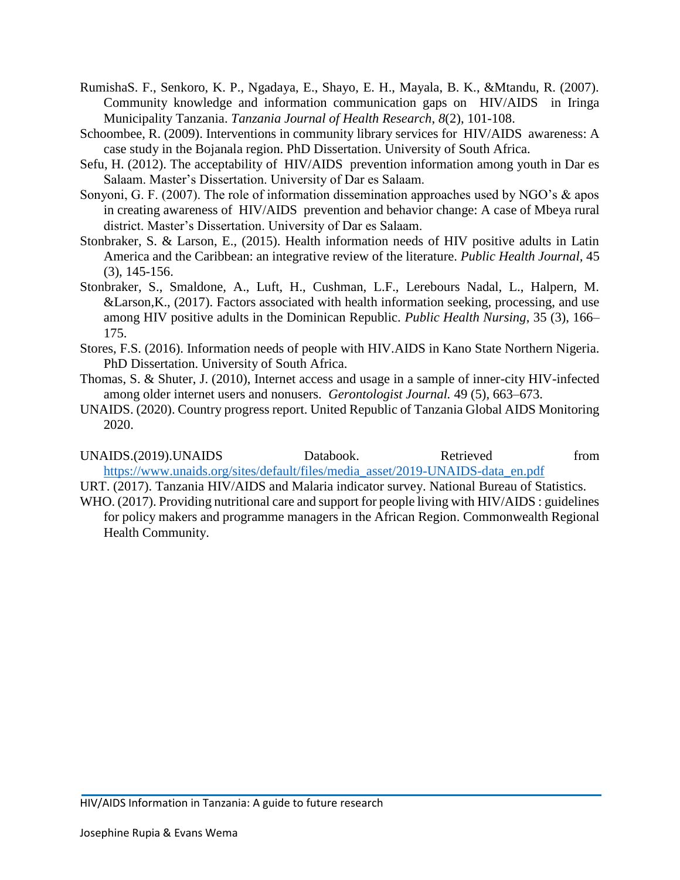RumishaS. F., Senkoro, K. P., Ngadaya, E., Shayo, E. H., Mayala, B. K., &Mtandu, R. (2007). Community knowledge and information communication gaps on HIV/AIDS in Iringa Municipality Tanzania. *Tanzania Journal of Health Research*, *8*(2), 101-108.

Schoombee, R. (2009). Interventions in community library services for HIV/AIDS awareness: A case study in the Bojanala region. PhD Dissertation. University of South Africa.

Sefu, H. (2012). The acceptability of HIV/AIDS prevention information among youth in Dar es Salaam. Master's Dissertation. University of Dar es Salaam.

Sonyoni, G. F. (2007). The role of information dissemination approaches used by NGO's & apos in creating awareness of HIV/AIDS prevention and behavior change: A case of Mbeya rural district. Master's Dissertation. University of Dar es Salaam.

Stonbraker, S. & Larson, E., (2015). Health information needs of HIV positive adults in Latin America and the Caribbean: an integrative review of the literature. *Public Health Journal,* 45 (3), 145-156.

Stonbraker, S., Smaldone, A., Luft, H., Cushman, L.F., Lerebours Nadal, L., Halpern, M. &Larson,K., (2017). Factors associated with health information seeking, processing, and use among HIV positive adults in the Dominican Republic. *Public Health Nursing*, 35 (3), 166–175.

Stores, F.S. (2016). Information needs of people with HIV.AIDS in Kano State Northern Nigeria. PhD Dissertation. University of South Africa.

Thomas, S. & Shuter, J. (2010), Internet access and usage in a sample of inner-city HIV-infected among older internet users and nonusers. *Gerontologist Journal.* 49 (5), 663–673.

UNAIDS. (2020). Country progress report. United Republic of Tanzania Global AIDS Monitoring 2020.

UNAIDS.(2019).UNAIDS Databook. Retrieved from https://www.unaids.org/sites/default/files/media_asset/2019-UNAIDS-data_en.pdf

URT. (2017). Tanzania HIV/AIDS and Malaria indicator survey. National Bureau of Statistics.

WHO. (2017). Providing nutritional care and support for people living with HIV/AIDS : guidelines for policy makers and programme managers in the African Region. Commonwealth Regional Health Community.